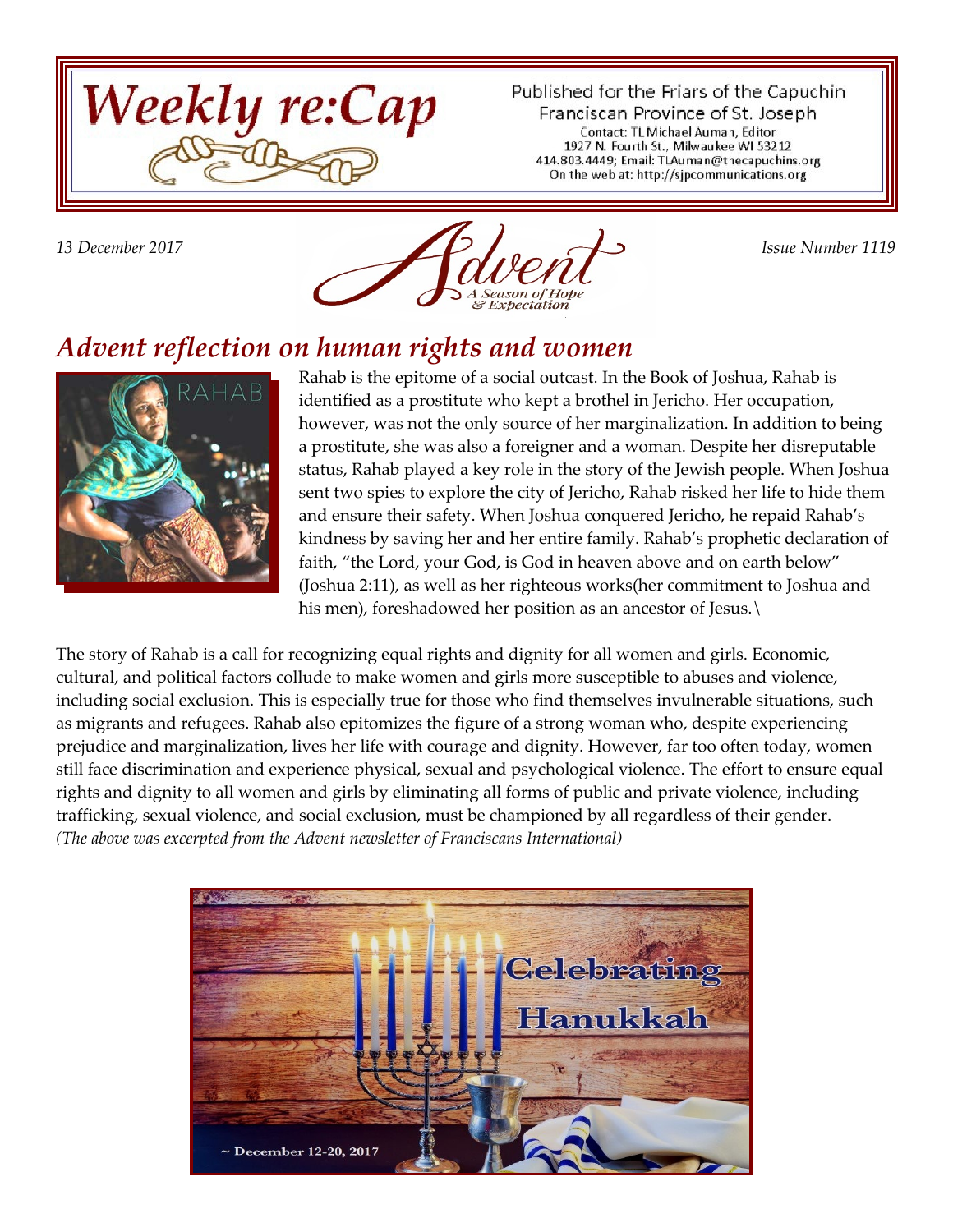# Weekly re:Cap

Published for the Friars of the Capuchin Franciscan Province of St. Joseph
Contact: TL Michael Auman, Editor
1927 N. Fourth St., Milwaukee WI 53212
414.803.4449; Email: TLAuman@thecapuchins.org
On the web at: http://sjpcommunications.org

*13 December 2017*

Advent — A Season of Hope & Expectation

*Issue Number 1119*

## *Advent reflection on human rights and women*

Rahab is the epitome of a social outcast. In the Book of Joshua, Rahab is identified as a prostitute who kept a brothel in Jericho. Her occupation, however, was not the only source of her marginalization. In addition to being a prostitute, she was also a foreigner and a woman. Despite her disreputable status, Rahab played a key role in the story of the Jewish people. When Joshua sent two spies to explore the city of Jericho, Rahab risked her life to hide them and ensure their safety. When Joshua conquered Jericho, he repaid Rahab's kindness by saving her and her entire family. Rahab's prophetic declaration of faith, "the Lord, your God, is God in heaven above and on earth below" (Joshua 2:11), as well as her righteous works(her commitment to Joshua and his men), foreshadowed her position as an ancestor of Jesus.\

The story of Rahab is a call for recognizing equal rights and dignity for all women and girls. Economic, cultural, and political factors collude to make women and girls more susceptible to abuses and violence, including social exclusion. This is especially true for those who find themselves invulnerable situations, such as migrants and refugees. Rahab also epitomizes the figure of a strong woman who, despite experiencing prejudice and marginalization, lives her life with courage and dignity. However, far too often today, women still face discrimination and experience physical, sexual and psychological violence. The effort to ensure equal rights and dignity to all women and girls by eliminating all forms of public and private violence, including trafficking, sexual violence, and social exclusion, must be championed by all regardless of their gender.
*(The above was excerpted from the Advent newsletter of Franciscans International)*

Celebrating Hanukkah

~ December 12-20, 2017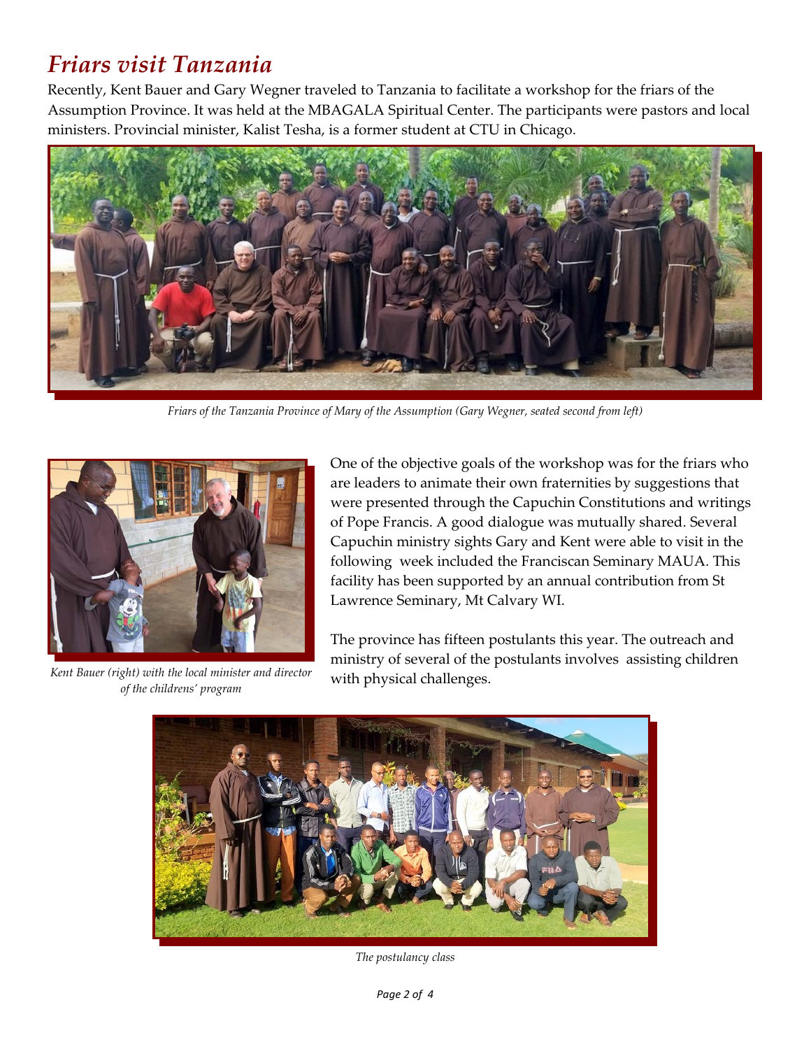# *Friars visit Tanzania*

Recently, Kent Bauer and Gary Wegner traveled to Tanzania to facilitate a workshop for the friars of the Assumption Province. It was held at the MBAGALA Spiritual Center. The participants were pastors and local ministers. Provincial minister, Kalist Tesha, is a former student at CTU in Chicago.

*Friars of the Tanzania Province of Mary of the Assumption (Gary Wegner, seated second from left)*

*Kent Bauer (right) with the local minister and director of the childrens' program*

One of the objective goals of the workshop was for the friars who are leaders to animate their own fraternities by suggestions that were presented through the Capuchin Constitutions and writings of Pope Francis. A good dialogue was mutually shared. Several Capuchin ministry sights Gary and Kent were able to visit in the following week included the Franciscan Seminary MAUA. This facility has been supported by an annual contribution from St Lawrence Seminary, Mt Calvary WI.

The province has fifteen postulants this year. The outreach and ministry of several of the postulants involves assisting children with physical challenges.

*The postulancy class*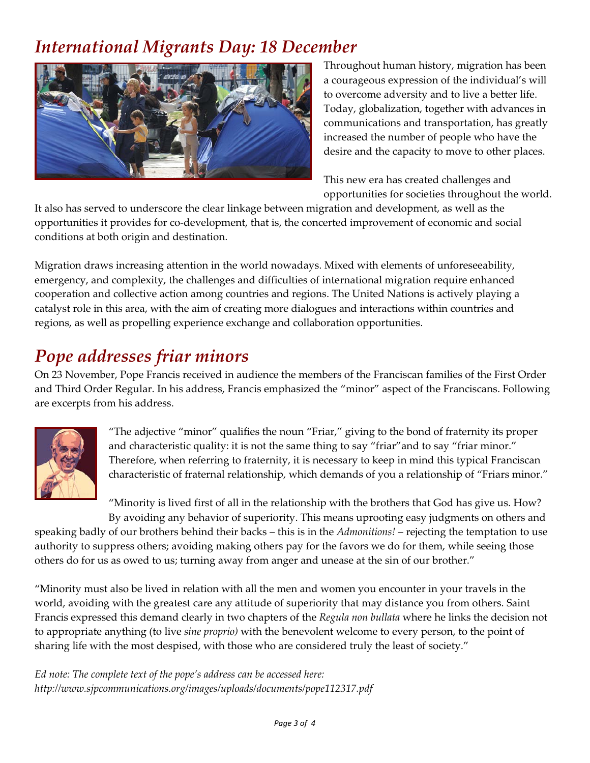## *International Migrants Day: 18 December*

Throughout human history, migration has been a courageous expression of the individual's will to overcome adversity and to live a better life. Today, globalization, together with advances in communications and transportation, has greatly increased the number of people who have the desire and the capacity to move to other places.

This new era has created challenges and opportunities for societies throughout the world. It also has served to underscore the clear linkage between migration and development, as well as the opportunities it provides for co-development, that is, the concerted improvement of economic and social conditions at both origin and destination.

Migration draws increasing attention in the world nowadays. Mixed with elements of unforeseeability, emergency, and complexity, the challenges and difficulties of international migration require enhanced cooperation and collective action among countries and regions. The United Nations is actively playing a catalyst role in this area, with the aim of creating more dialogues and interactions within countries and regions, as well as propelling experience exchange and collaboration opportunities.

## *Pope addresses friar minors*

On 23 November, Pope Francis received in audience the members of the Franciscan families of the First Order and Third Order Regular. In his address, Francis emphasized the "minor" aspect of the Franciscans. Following are excerpts from his address.

"The adjective "minor" qualifies the noun "Friar," giving to the bond of fraternity its proper and characteristic quality: it is not the same thing to say "friar"and to say "friar minor." Therefore, when referring to fraternity, it is necessary to keep in mind this typical Franciscan characteristic of fraternal relationship, which demands of you a relationship of "Friars minor."

"Minority is lived first of all in the relationship with the brothers that God has give us. How? By avoiding any behavior of superiority. This means uprooting easy judgments on others and speaking badly of our brothers behind their backs – this is in the *Admonitions!* – rejecting the temptation to use authority to suppress others; avoiding making others pay for the favors we do for them, while seeing those others do for us as owed to us; turning away from anger and unease at the sin of our brother."

"Minority must also be lived in relation with all the men and women you encounter in your travels in the world, avoiding with the greatest care any attitude of superiority that may distance you from others. Saint Francis expressed this demand clearly in two chapters of the *Regula non bullata* where he links the decision not to appropriate anything (to live *sine proprio)* with the benevolent welcome to every person, to the point of sharing life with the most despised, with those who are considered truly the least of society."

*Ed note: The complete text of the pope's address can be accessed here: http://www.sjpcommunications.org/images/uploads/documents/pope112317.pdf*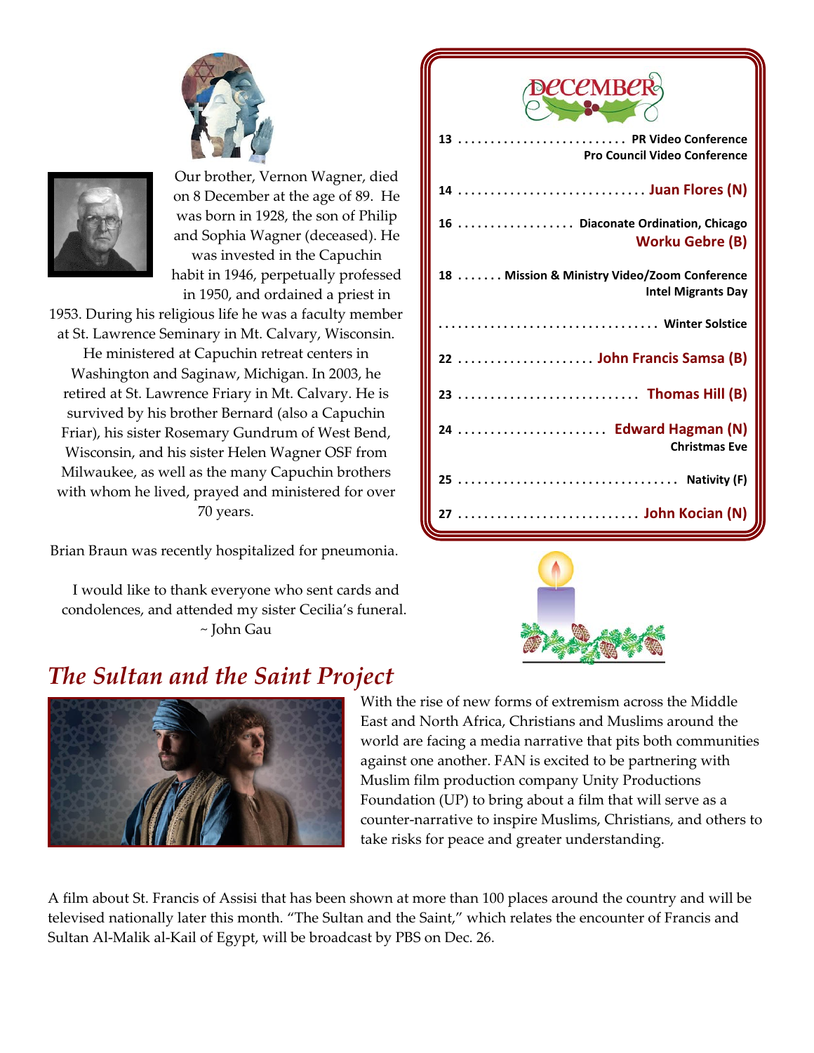Our brother, Vernon Wagner, died on 8 December at the age of 89. He was born in 1928, the son of Philip and Sophia Wagner (deceased). He was invested in the Capuchin habit in 1946, perpetually professed in 1950, and ordained a priest in 1953. During his religious life he was a faculty member at St. Lawrence Seminary in Mt. Calvary, Wisconsin. He ministered at Capuchin retreat centers in Washington and Saginaw, Michigan. In 2003, he retired at St. Lawrence Friary in Mt. Calvary. He is survived by his brother Bernard (also a Capuchin Friar), his sister Rosemary Gundrum of West Bend, Wisconsin, and his sister Helen Wagner OSF from Milwaukee, as well as the many Capuchin brothers with whom he lived, prayed and ministered for over 70 years.

Brian Braun was recently hospitalized for pneumonia.

I would like to thank everyone who sent cards and condolences, and attended my sister Cecilia's funeral.
~ John Gau

## December

| | |
|---|---|
| 13 | PR Video Conference<br>Pro Council Video Conference |
| 14 | **Juan Flores (N)** |
| 16 | Diaconate Ordination, Chicago<br>**Worku Gebre (B)** |
| 18 | Mission & Ministry Video/Zoom Conference<br>Intel Migrants Day |
| | Winter Solstice |
| 22 | **John Francis Samsa (B)** |
| 23 | **Thomas Hill (B)** |
| 24 | **Edward Hagman (N)**<br>Christmas Eve |
| 25 | Nativity (F) |
| 27 | **John Kocian (N)** |

## *The Sultan and the Saint Project*

With the rise of new forms of extremism across the Middle East and North Africa, Christians and Muslims around the world are facing a media narrative that pits both communities against one another. FAN is excited to be partnering with Muslim film production company Unity Productions Foundation (UP) to bring about a film that will serve as a counter-narrative to inspire Muslims, Christians, and others to take risks for peace and greater understanding.

A film about St. Francis of Assisi that has been shown at more than 100 places around the country and will be televised nationally later this month. "The Sultan and the Saint," which relates the encounter of Francis and Sultan Al-Malik al-Kail of Egypt, will be broadcast by PBS on Dec. 26.